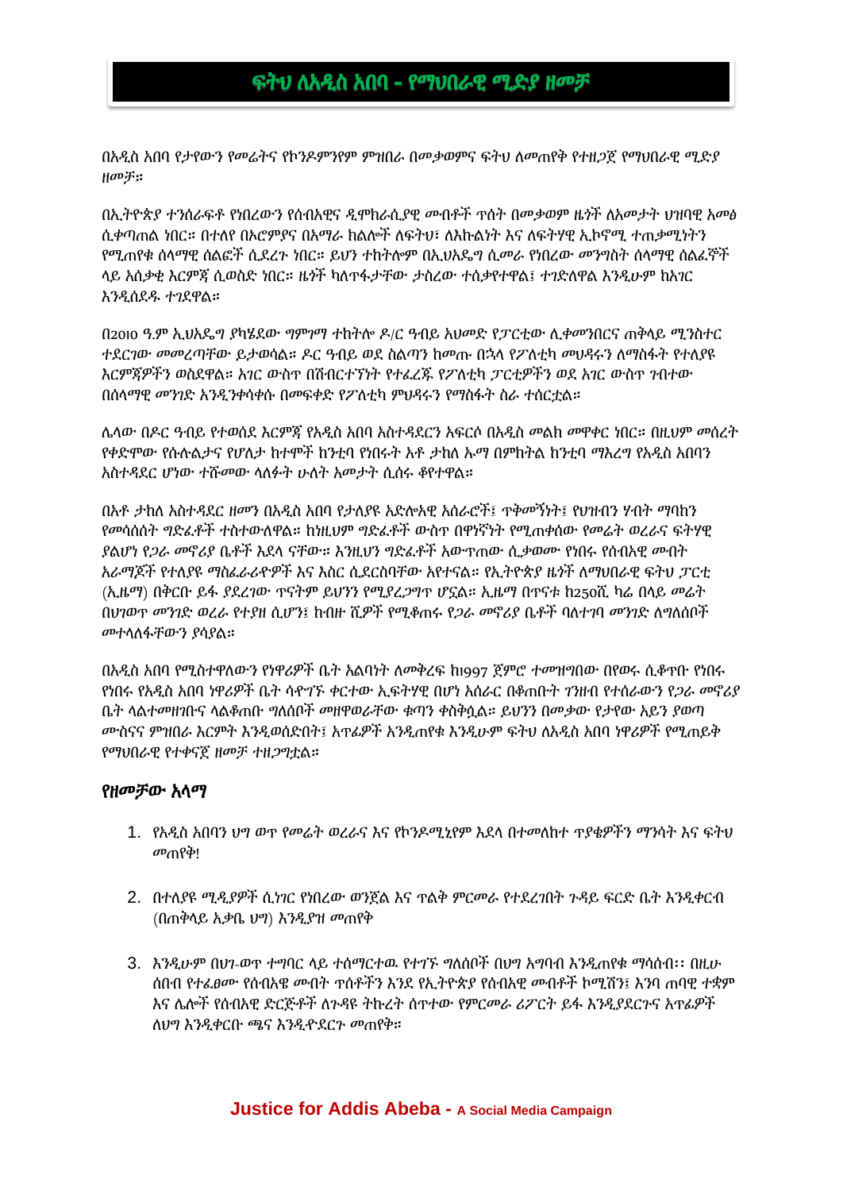#  ፍትህ ለአዲስ አበባ - የማህበራዊ ሚድያ ዘመቻ

በአዲስ አበባ የታየውን የመሬትና የኮንዶምንየም ምዝበራ በመቃወምና ፍትህ ለመጠየቅ የተዘጋጀ የማህበራዊ ሚድያ ዘመቻ።

በኢትዮጵያ ተንሰራፍቶ የነበረውን የሰብአዊና ዲሞክራሲያዊ መብቶች ጥሰት በመቃወም ዜጎች ለአመታት ህዝባዊ አመፅ ሲቀጣጠል ነበር። በተለየ በኦሮምያና በአማራ ክልሎች ለፍትህ፣ ለእኩልነት እና ለፍትሃዊ ኢኮኖሚ ተጠቃሚነትን የሚጠየቁ ሰላማዊ ሰልፎች ሲደረጉ ነበር። ይህን ተከትሎም በኢህአዴግ ሲመራ የነበረው መንግስት ሰላማዊ ሰልፈኞች ላይ አሰቃቂ እርምጃ ሲወስድ ነበር። ዜጎች ካለጥፋታቸው ታስረው ተሰቃየተዋል፣ ተገድለዋል እንዲሁም ከአገር እንዲሰደዱ ተገደዋል።

በ2010 ዓ.ም ኢህአዴግ ያካሄደው ግምገማ ተከትሎ ዶ/ር ዓብይ አህመድ የፓርቲው ሊቀመንበርና ጠቅላይ ሚንስተር ተደርገው መመረጣቸው ይታወሳል። ዶር ዓብይ ወደ ስልጣን ከመጡ በኋላ የፖለቲካ መህዳሩን ለማስፋት የተለያዩ እርምጃዎችን ወስደዋል። አገር ውስጥ በሽብርተኘነት የተፈረጁ የፖለቲካ ፓርቲዎችን ወደ አገር ውስጥ ገብተው በሰላማዊ መንገድ አንዲንቀሳቀሱ በመፍቀድ የፖለቲካ ምህዳሩን የማስፋት ስራ ተሰርቷል።

ሌላው በዶር ዓብይ የተወሰደ እርምጃ የአዲስ አበባ አስተዳደርን አፍርሶ በአዲስ መልክ መዋቀር ነበር። በዚህም መሰረት የቀድሞው የሱሉልታና የሆለታ ከተሞች ከንቲባ የነበሩት አቶ ታከለ ኡማ በምክትል ከንቲባ ማእረግ የአዲስ አበባን አስተዳደር ሆነው ተሹመው ላለፉት ሁለት አመታት ሲሰሩ ቆየተዋል።

በአቶ ታከለ አስተዳደር ዘመን በአዲስ አበባ የታለያዩ አድሎአዊ አሰራሮች፣ ጥቅመኝነት፣ የህዝብን ሃብት ማባከን የመሳሰሰት ግድፈቶች ተስተውለዋል። ከነዚህም ግድፈቶች ውስጥ በዋነኛነት የሚጠቀሰው የመሬት ወረራና ፍትሃዊ ያልሆነ የጋራ መኖሪያ ቤቶች እደላ ናቸው። እንዚህን ግድፈቶች አውጥተው ሲቃወሙ የነበሩ የሰብአዊ መብት አራማጆች የተለያዩ ማስፈራሪዎዎች እና እስር ሲደርስባቸው አየተናል። የኢትዮጵያ ዜጎች ለማህበራዊ ፍትህ ፓርቲ (ኢዜማ) በቅርቡ ይፋ ያደረገው ጥናትም ይህንን የሚያረጋግጥ ሆኗል። ኢዜማ በጥናቱ ከ250ሺ ካሬ በላይ መሬት በህገወጥ መንገድ ወረራ የተያዘ ሲሆን፣ ከብዙ ሺዎች የሚቆጠሩ የጋራ መኖሪያ ቤቶች ባለተገባ መንገድ ለግለሰቦች መተላለፋቸውን ያሳያል።

በአዲስ አበባ የሚስተዋለውን የነዋሪዎች ቤት አልባነት ለመቅረፍ ከ1997 ጀምሮ ተመዝግበው በየወሩ ሲቆጥቡ የነበሩ የነበሩ የአዲስ አበባ ነዋሪዎች ቤት ሳዋገኙ ቀርተው ኢፍትሃዊ በሆነ አሰራር በቆጠቡት ገንዘብ የተሰራውን የጋራ መኖሪያ ቤት ላልተመዘገቡና ላልቆጠቡ ግለሰቦች መዘዋወራቸው ቁጣን ቀስቅሷል። ይህንን በመቃው የታየው አይን ያወጣ ሙስናና ምዝበራ እርምት እንዲወሰድበት፣ አጥፊዎች እንዲጠየቁ እንዲሁም ፍትህ ለአዲስ አበባ ነዋሪዎች የሚጠይቅ የማህበራዊ የተቀናጀ ዘመቻ ተዘጋጋቷል።

## የዘመቻው አላማ

1. የአዲስ አበባን ህግ ወጥ የመሬት ወረራና እና የኮንዶሚኒየም እደላ በተመለከተ ጥያቄዎችን ማንሳት እና ፍትህ መጠየቅ!

2. በተለያዩ ሚዲያዎች ሲነገር የነበረው ወንጀል እና ጥልቅ ምርመራ የተደረገበት ጉዳዩ ፍርድ ቤት እንዲቀርብ (በጠቅላይ አቃቤ ህግ) እንዲያዝ መጠየቅ

3. እንዲሁም በህገ-ወጥ ተግባር ላይ ተሰማርተው የተገኙ ግለሰቦች በህግ አግባብ እንዲጠየቁ ማሳሰብ፡፡ በዚሁ ሰበብ የተፈፀሙ የሰብአዊ መብት ጥሰቶችን እንደ የኢትዮጵያ የሰብአዊ መብቶች ኮሚሽን፣ እንባ ጠባቂ ተቋም እና ሌሎች የሰብአዊ ድርጅቶች ለጉዳዩ ትኩረት ሰጥተው የምርመራ ሪፖርት ይፋ እንዲያደርጉና አጥፊዎች ለህግ እንዲቀርቡ ጫና እንዲዯደርጉ መጠየቅ።

**Justice for Addis Abeba - A Social Media Campaign**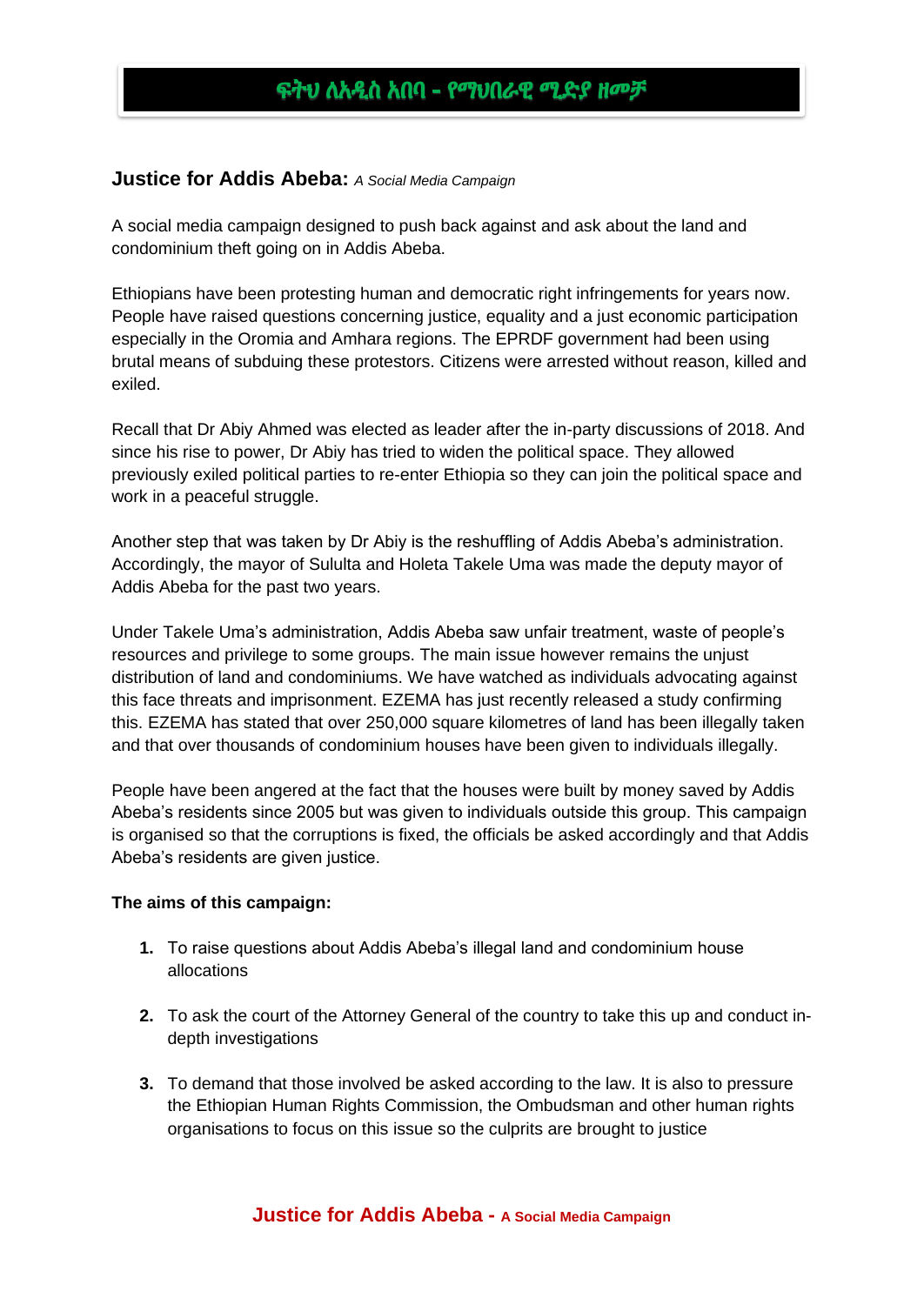# ፍትህ ለአዲስ አበባ - የማህበራዊ ሚድያ ዘመቻ

**Justice for Addis Abeba:** *A Social Media Campaign*

A social media campaign designed to push back against and ask about the land and condominium theft going on in Addis Abeba.

Ethiopians have been protesting human and democratic right infringements for years now. People have raised questions concerning justice, equality and a just economic participation especially in the Oromia and Amhara regions. The EPRDF government had been using brutal means of subduing these protestors. Citizens were arrested without reason, killed and exiled.

Recall that Dr Abiy Ahmed was elected as leader after the in-party discussions of 2018. And since his rise to power, Dr Abiy has tried to widen the political space. They allowed previously exiled political parties to re-enter Ethiopia so they can join the political space and work in a peaceful struggle.

Another step that was taken by Dr Abiy is the reshuffling of Addis Abeba's administration. Accordingly, the mayor of Sululta and Holeta Takele Uma was made the deputy mayor of Addis Abeba for the past two years.

Under Takele Uma's administration, Addis Abeba saw unfair treatment, waste of people's resources and privilege to some groups. The main issue however remains the unjust distribution of land and condominiums. We have watched as individuals advocating against this face threats and imprisonment. EZEMA has just recently released a study confirming this. EZEMA has stated that over 250,000 square kilometres of land has been illegally taken and that over thousands of condominium houses have been given to individuals illegally.

People have been angered at the fact that the houses were built by money saved by Addis Abeba's residents since 2005 but was given to individuals outside this group. This campaign is organised so that the corruptions is fixed, the officials be asked accordingly and that Addis Abeba's residents are given justice.

**The aims of this campaign:**

1. To raise questions about Addis Abeba's illegal land and condominium house allocations
2. To ask the court of the Attorney General of the country to take this up and conduct in-depth investigations
3. To demand that those involved be asked according to the law. It is also to pressure the Ethiopian Human Rights Commission, the Ombudsman and other human rights organisations to focus on this issue so the culprits are brought to justice

**Justice for Addis Abeba - A Social Media Campaign**